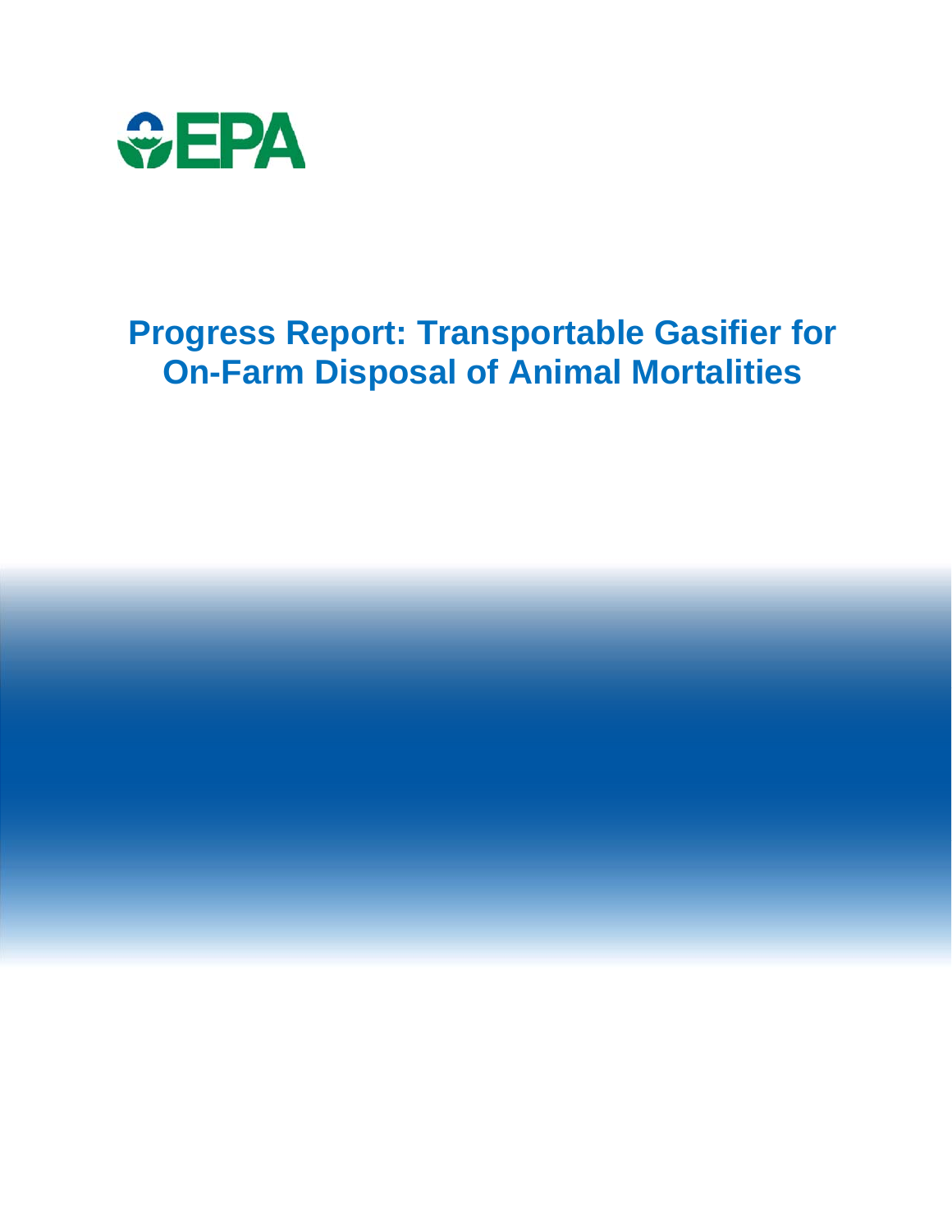# Progress Report: Transportable Gasifier for On-Farm Disposal of Animal Mortalities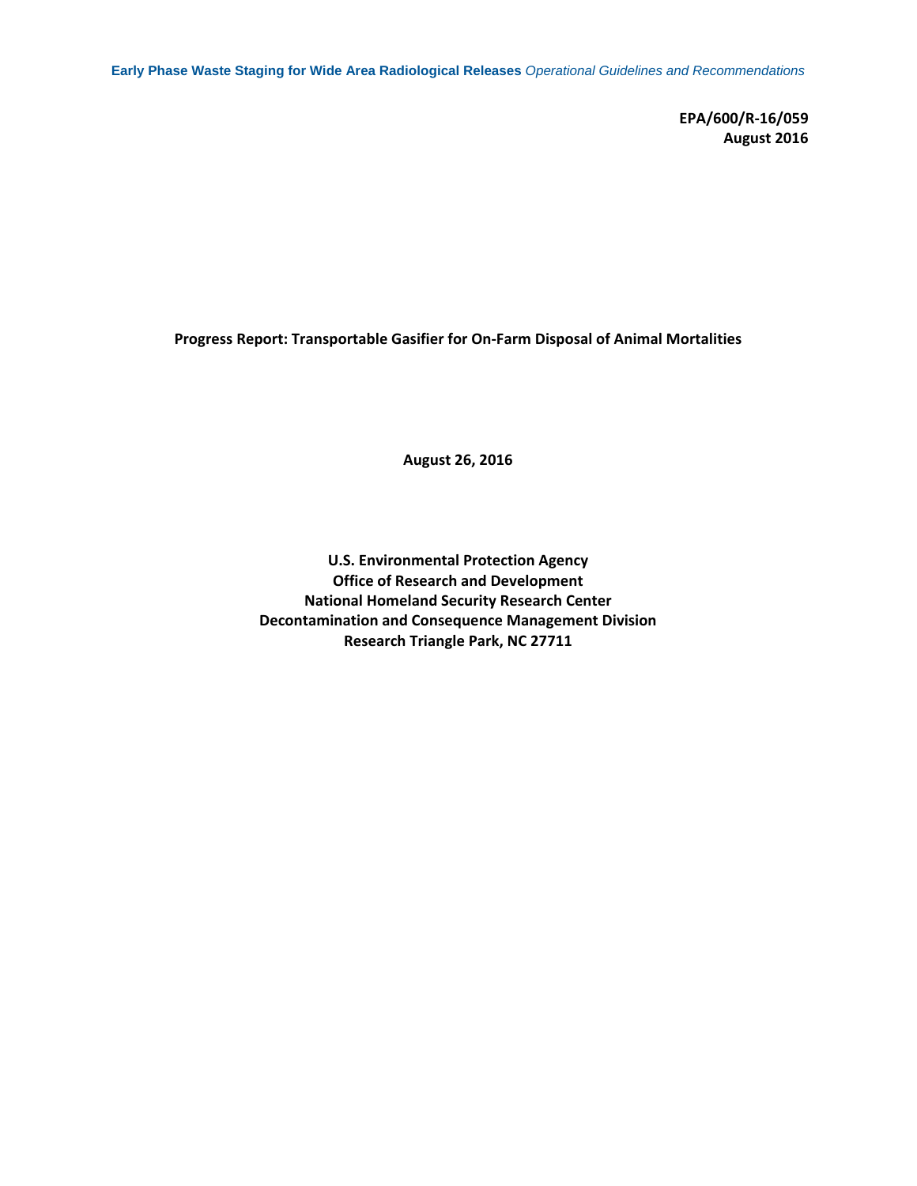EPA/600/R-16/059
August 2016

# Progress Report: Transportable Gasifier for On-Farm Disposal of Animal Mortalities

August 26, 2016

**U.S. Environmental Protection Agency**
**Office of Research and Development**
**National Homeland Security Research Center**
**Decontamination and Consequence Management Division**
**Research Triangle Park, NC 27711**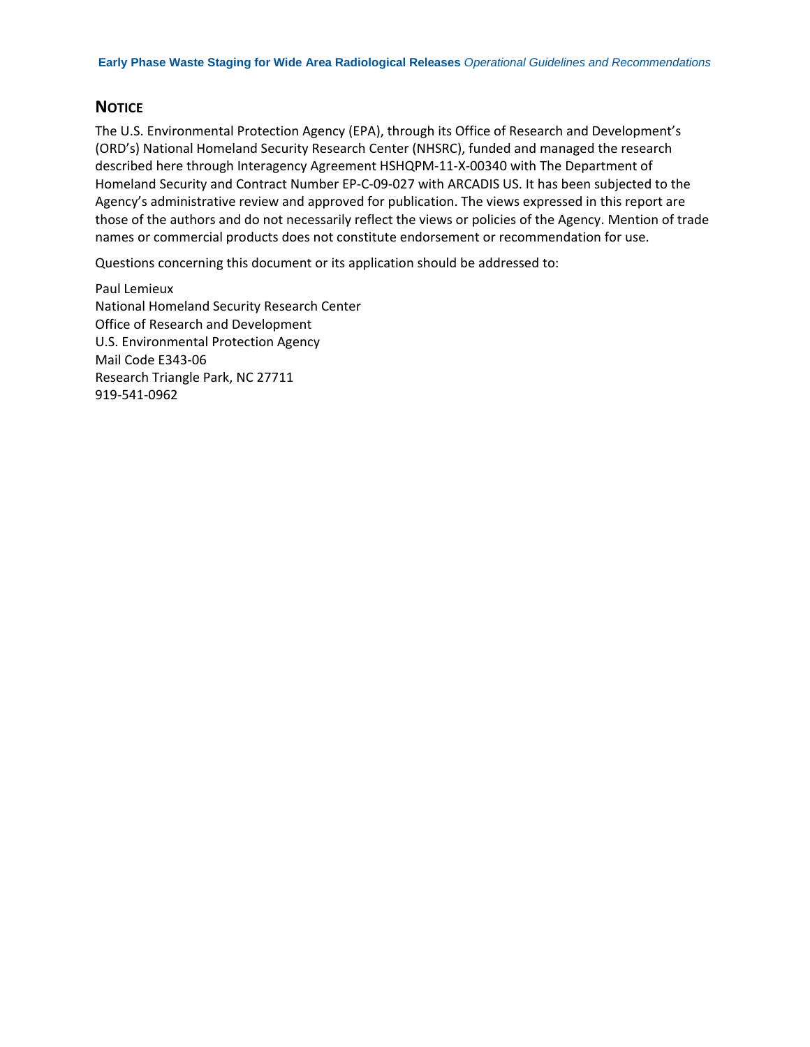## NOTICE

The U.S. Environmental Protection Agency (EPA), through its Office of Research and Development's (ORD's) National Homeland Security Research Center (NHSRC), funded and managed the research described here through Interagency Agreement HSHQPM-11-X-00340 with The Department of Homeland Security and Contract Number EP-C-09-027 with ARCADIS US. It has been subjected to the Agency's administrative review and approved for publication. The views expressed in this report are those of the authors and do not necessarily reflect the views or policies of the Agency. Mention of trade names or commercial products does not constitute endorsement or recommendation for use.

Questions concerning this document or its application should be addressed to:

Paul Lemieux  
National Homeland Security Research Center  
Office of Research and Development  
U.S. Environmental Protection Agency  
Mail Code E343-06  
Research Triangle Park, NC 27711  
919-541-0962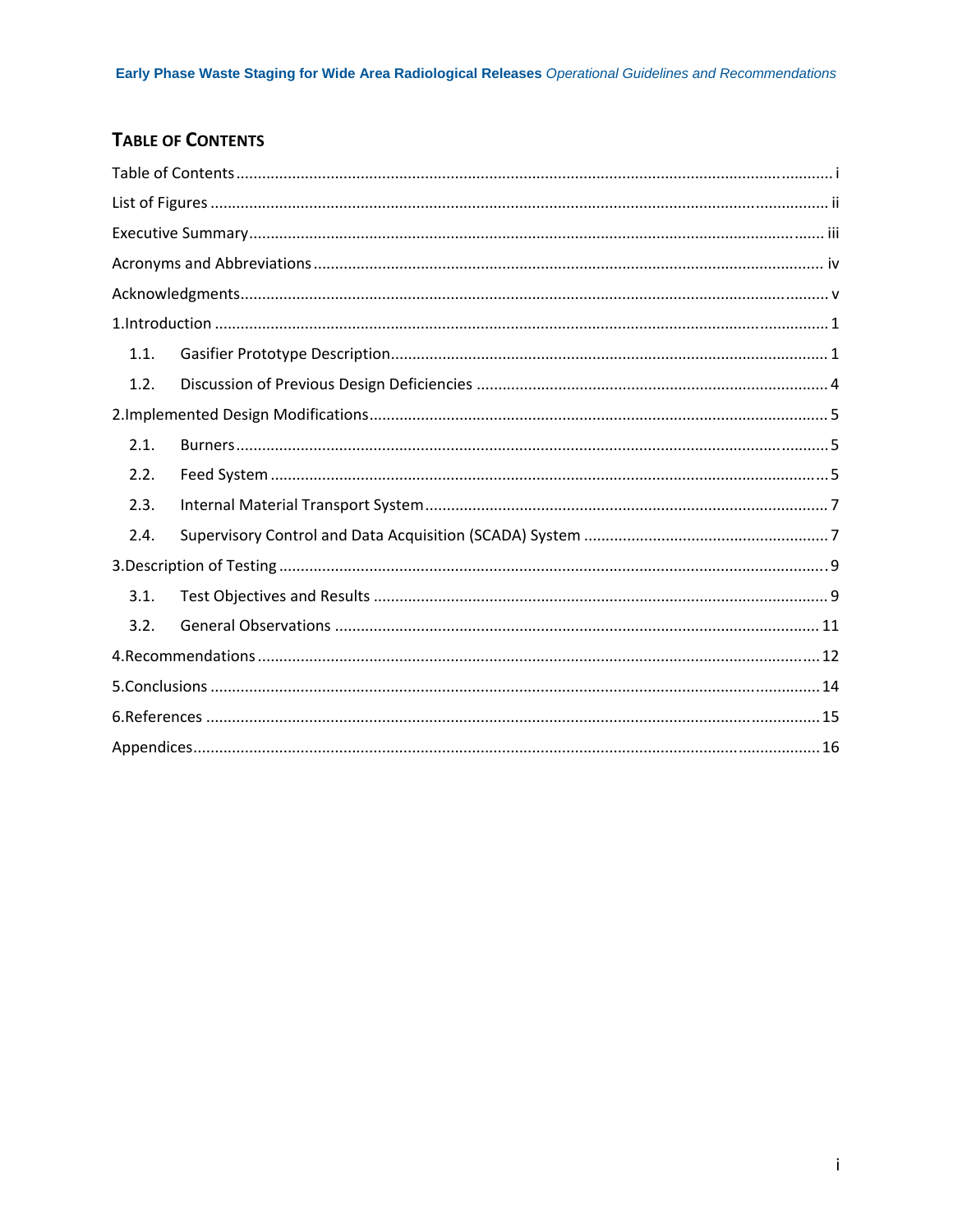## TABLE OF CONTENTS

Table of Contents .......... i

List of Figures .......... ii

Executive Summary .......... iii

Acronyms and Abbreviations .......... iv

Acknowledgments .......... v

1.Introduction .......... 1

- 1.1. Gasifier Prototype Description .......... 1
- 1.2. Discussion of Previous Design Deficiencies .......... 4

2.Implemented Design Modifications .......... 5

- 2.1. Burners .......... 5
- 2.2. Feed System .......... 5
- 2.3. Internal Material Transport System .......... 7
- 2.4. Supervisory Control and Data Acquisition (SCADA) System .......... 7

3.Description of Testing .......... 9

- 3.1. Test Objectives and Results .......... 9
- 3.2. General Observations .......... 11

4.Recommendations .......... 12

5.Conclusions .......... 14

6.References .......... 15

Appendices .......... 16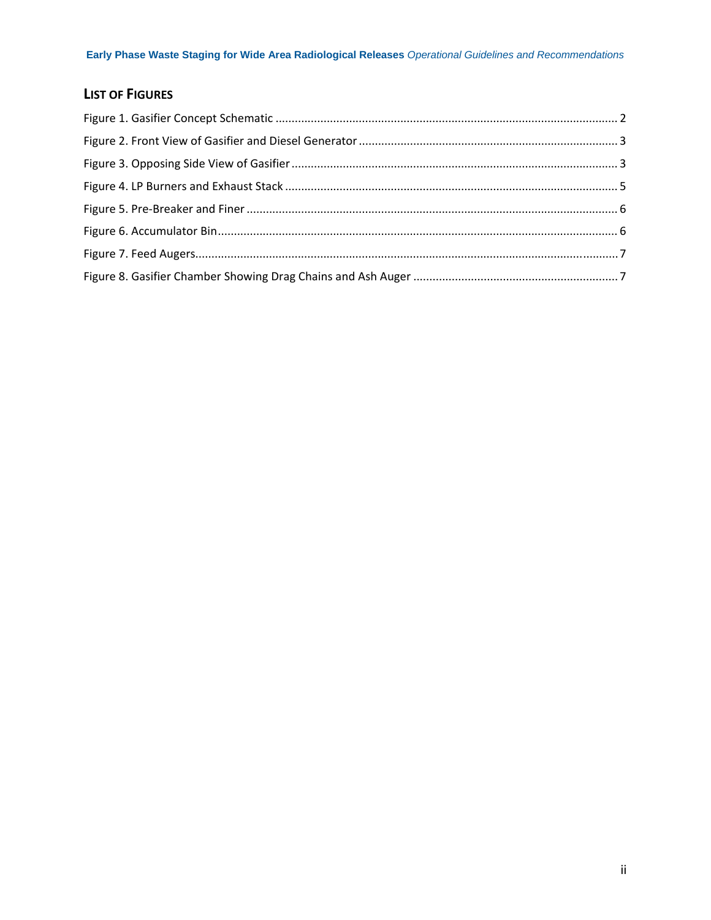## List of Figures

Figure 1. Gasifier Concept Schematic ........................................................................................................... 2

Figure 2. Front View of Gasifier and Diesel Generator ................................................................................. 3

Figure 3. Opposing Side View of Gasifier ...................................................................................................... 3

Figure 4. LP Burners and Exhaust Stack ........................................................................................................ 5

Figure 5. Pre-Breaker and Finer .................................................................................................................... 6

Figure 6. Accumulator Bin ............................................................................................................................. 6

Figure 7. Feed Augers .................................................................................................................................... 7

Figure 8. Gasifier Chamber Showing Drag Chains and Ash Auger ................................................................ 7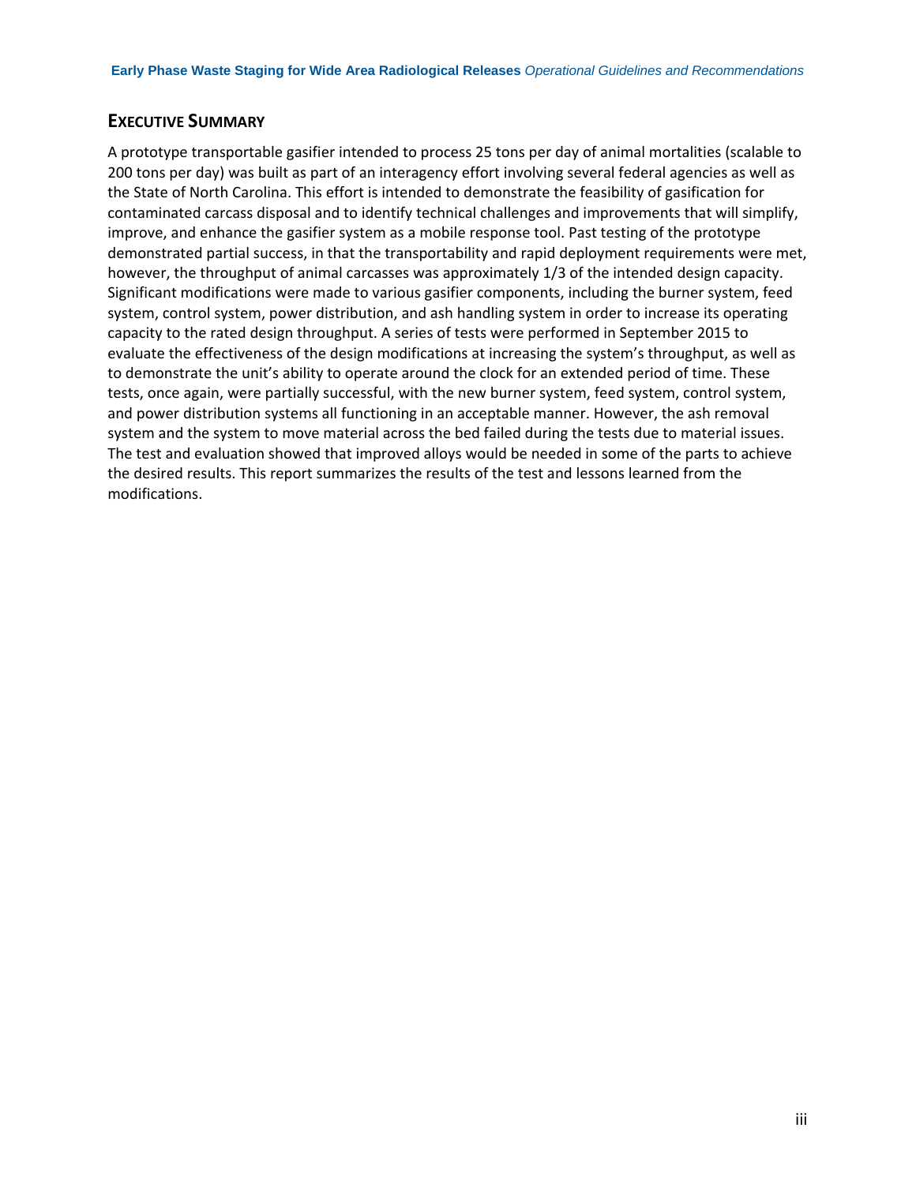## Executive Summary

A prototype transportable gasifier intended to process 25 tons per day of animal mortalities (scalable to 200 tons per day) was built as part of an interagency effort involving several federal agencies as well as the State of North Carolina. This effort is intended to demonstrate the feasibility of gasification for contaminated carcass disposal and to identify technical challenges and improvements that will simplify, improve, and enhance the gasifier system as a mobile response tool. Past testing of the prototype demonstrated partial success, in that the transportability and rapid deployment requirements were met, however, the throughput of animal carcasses was approximately 1/3 of the intended design capacity. Significant modifications were made to various gasifier components, including the burner system, feed system, control system, power distribution, and ash handling system in order to increase its operating capacity to the rated design throughput. A series of tests were performed in September 2015 to evaluate the effectiveness of the design modifications at increasing the system's throughput, as well as to demonstrate the unit's ability to operate around the clock for an extended period of time. These tests, once again, were partially successful, with the new burner system, feed system, control system, and power distribution systems all functioning in an acceptable manner. However, the ash removal system and the system to move material across the bed failed during the tests due to material issues. The test and evaluation showed that improved alloys would be needed in some of the parts to achieve the desired results. This report summarizes the results of the test and lessons learned from the modifications.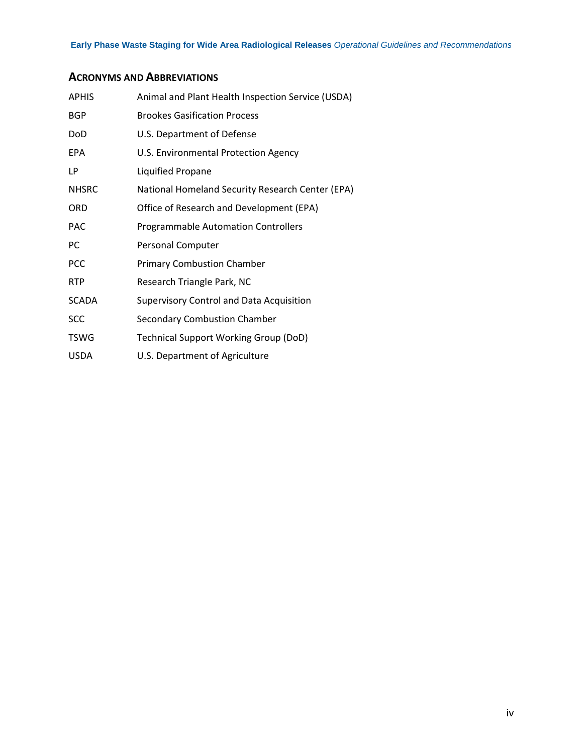## Acronyms and Abbreviations

| | |
|---|---|
| APHIS | Animal and Plant Health Inspection Service (USDA) |
| BGP | Brookes Gasification Process |
| DoD | U.S. Department of Defense |
| EPA | U.S. Environmental Protection Agency |
| LP | Liquified Propane |
| NHSRC | National Homeland Security Research Center (EPA) |
| ORD | Office of Research and Development (EPA) |
| PAC | Programmable Automation Controllers |
| PC | Personal Computer |
| PCC | Primary Combustion Chamber |
| RTP | Research Triangle Park, NC |
| SCADA | Supervisory Control and Data Acquisition |
| SCC | Secondary Combustion Chamber |
| TSWG | Technical Support Working Group (DoD) |
| USDA | U.S. Department of Agriculture |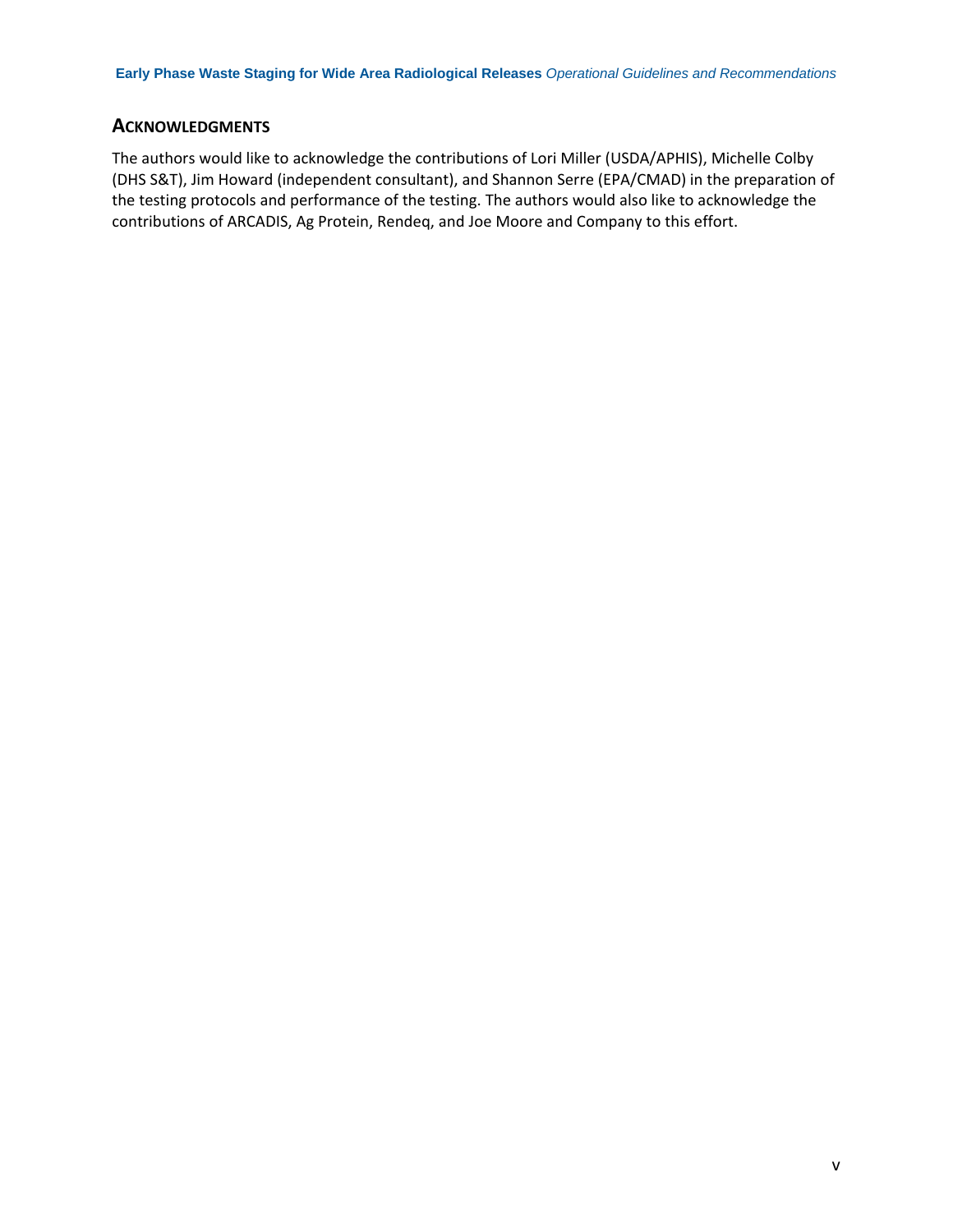## ACKNOWLEDGMENTS

The authors would like to acknowledge the contributions of Lori Miller (USDA/APHIS), Michelle Colby (DHS S&T), Jim Howard (independent consultant), and Shannon Serre (EPA/CMAD) in the preparation of the testing protocols and performance of the testing. The authors would also like to acknowledge the contributions of ARCADIS, Ag Protein, Rendeq, and Joe Moore and Company to this effort.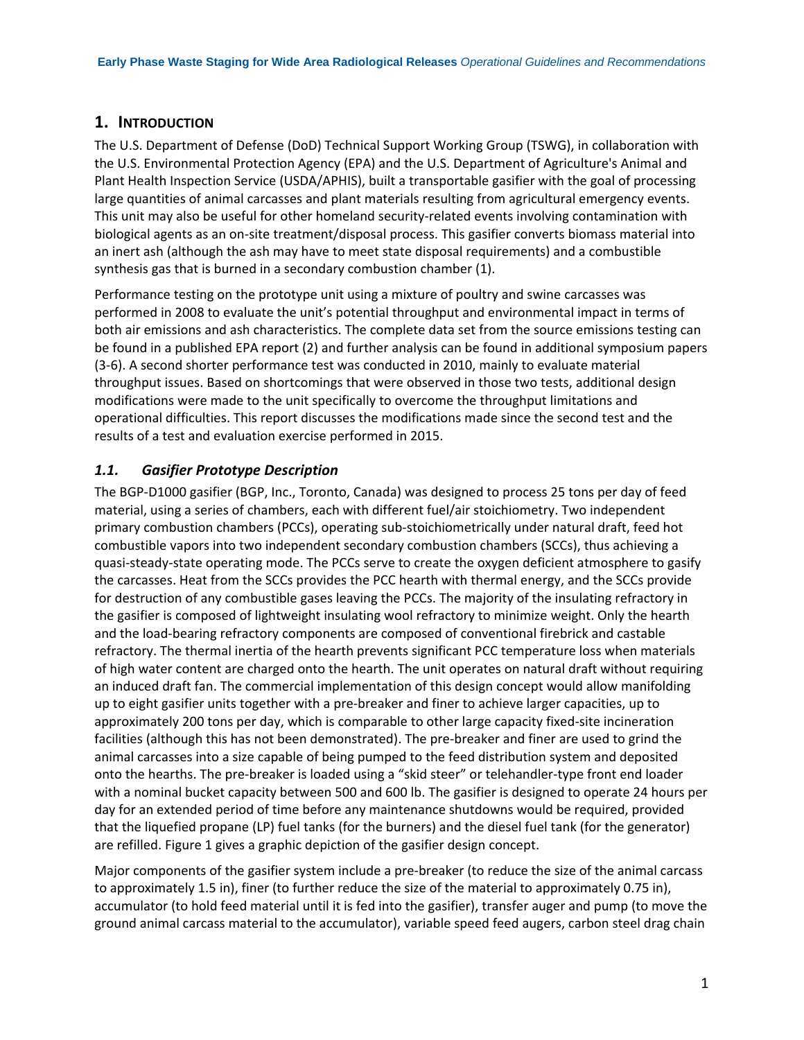# 1. Introduction

The U.S. Department of Defense (DoD) Technical Support Working Group (TSWG), in collaboration with the U.S. Environmental Protection Agency (EPA) and the U.S. Department of Agriculture's Animal and Plant Health Inspection Service (USDA/APHIS), built a transportable gasifier with the goal of processing large quantities of animal carcasses and plant materials resulting from agricultural emergency events. This unit may also be useful for other homeland security-related events involving contamination with biological agents as an on-site treatment/disposal process. This gasifier converts biomass material into an inert ash (although the ash may have to meet state disposal requirements) and a combustible synthesis gas that is burned in a secondary combustion chamber (1).

Performance testing on the prototype unit using a mixture of poultry and swine carcasses was performed in 2008 to evaluate the unit's potential throughput and environmental impact in terms of both air emissions and ash characteristics. The complete data set from the source emissions testing can be found in a published EPA report (2) and further analysis can be found in additional symposium papers (3-6). A second shorter performance test was conducted in 2010, mainly to evaluate material throughput issues. Based on shortcomings that were observed in those two tests, additional design modifications were made to the unit specifically to overcome the throughput limitations and operational difficulties. This report discusses the modifications made since the second test and the results of a test and evaluation exercise performed in 2015.

## *1.1. Gasifier Prototype Description*

The BGP-D1000 gasifier (BGP, Inc., Toronto, Canada) was designed to process 25 tons per day of feed material, using a series of chambers, each with different fuel/air stoichiometry. Two independent primary combustion chambers (PCCs), operating sub-stoichiometrically under natural draft, feed hot combustible vapors into two independent secondary combustion chambers (SCCs), thus achieving a quasi-steady-state operating mode. The PCCs serve to create the oxygen deficient atmosphere to gasify the carcasses. Heat from the SCCs provides the PCC hearth with thermal energy, and the SCCs provide for destruction of any combustible gases leaving the PCCs. The majority of the insulating refractory in the gasifier is composed of lightweight insulating wool refractory to minimize weight. Only the hearth and the load-bearing refractory components are composed of conventional firebrick and castable refractory. The thermal inertia of the hearth prevents significant PCC temperature loss when materials of high water content are charged onto the hearth. The unit operates on natural draft without requiring an induced draft fan. The commercial implementation of this design concept would allow manifolding up to eight gasifier units together with a pre-breaker and finer to achieve larger capacities, up to approximately 200 tons per day, which is comparable to other large capacity fixed-site incineration facilities (although this has not been demonstrated). The pre-breaker and finer are used to grind the animal carcasses into a size capable of being pumped to the feed distribution system and deposited onto the hearths. The pre-breaker is loaded using a "skid steer" or telehandler-type front end loader with a nominal bucket capacity between 500 and 600 lb. The gasifier is designed to operate 24 hours per day for an extended period of time before any maintenance shutdowns would be required, provided that the liquefied propane (LP) fuel tanks (for the burners) and the diesel fuel tank (for the generator) are refilled. Figure 1 gives a graphic depiction of the gasifier design concept.

Major components of the gasifier system include a pre-breaker (to reduce the size of the animal carcass to approximately 1.5 in), finer (to further reduce the size of the material to approximately 0.75 in), accumulator (to hold feed material until it is fed into the gasifier), transfer auger and pump (to move the ground animal carcass material to the accumulator), variable speed feed augers, carbon steel drag chain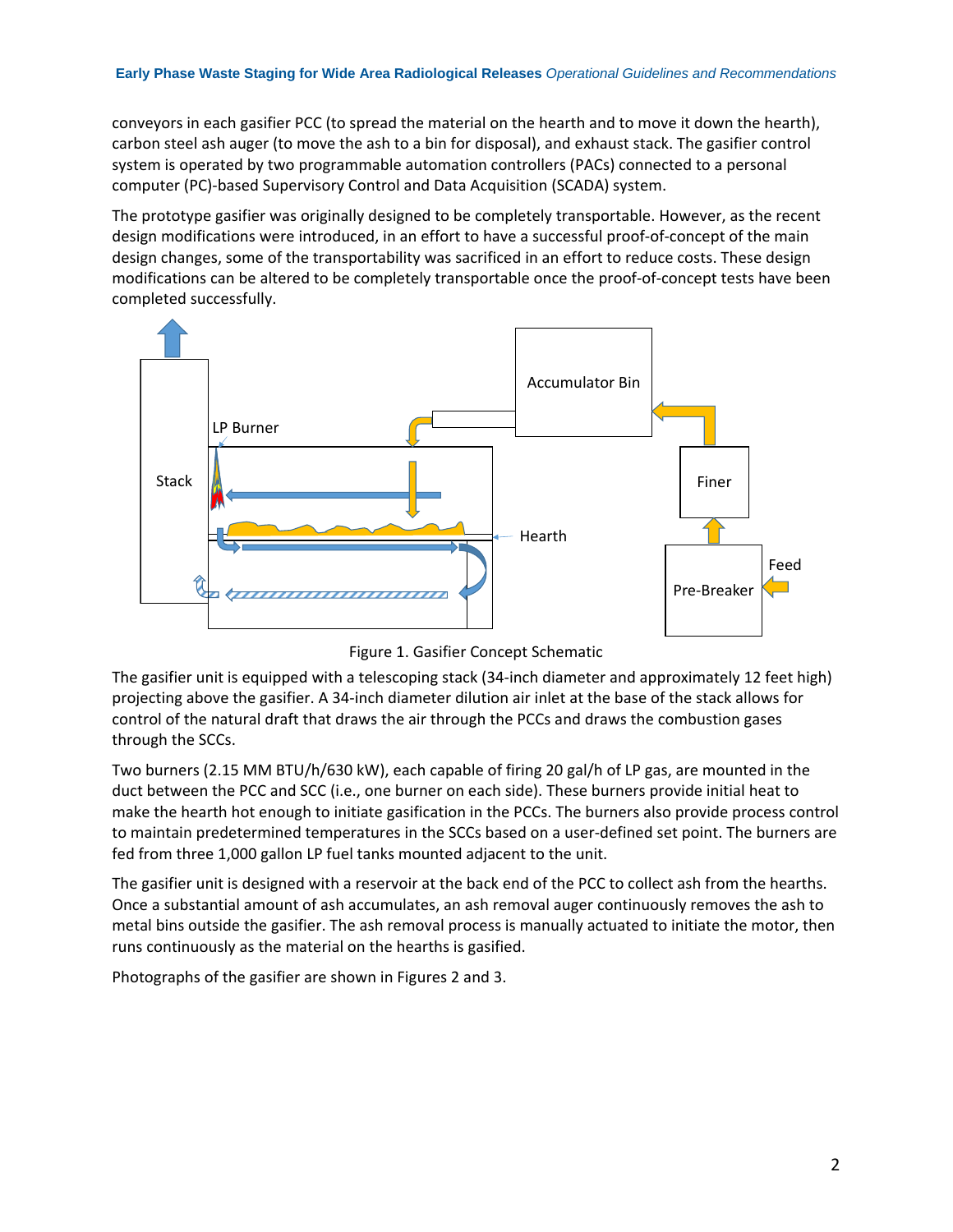conveyors in each gasifier PCC (to spread the material on the hearth and to move it down the hearth), carbon steel ash auger (to move the ash to a bin for disposal), and exhaust stack. The gasifier control system is operated by two programmable automation controllers (PACs) connected to a personal computer (PC)-based Supervisory Control and Data Acquisition (SCADA) system.

The prototype gasifier was originally designed to be completely transportable. However, as the recent design modifications were introduced, in an effort to have a successful proof-of-concept of the main design changes, some of the transportability was sacrificed in an effort to reduce costs. These design modifications can be altered to be completely transportable once the proof-of-concept tests have been completed successfully.

Figure 1. Gasifier Concept Schematic

The gasifier unit is equipped with a telescoping stack (34-inch diameter and approximately 12 feet high) projecting above the gasifier. A 34-inch diameter dilution air inlet at the base of the stack allows for control of the natural draft that draws the air through the PCCs and draws the combustion gases through the SCCs.

Two burners (2.15 MM BTU/h/630 kW), each capable of firing 20 gal/h of LP gas, are mounted in the duct between the PCC and SCC (i.e., one burner on each side). These burners provide initial heat to make the hearth hot enough to initiate gasification in the PCCs. The burners also provide process control to maintain predetermined temperatures in the SCCs based on a user-defined set point. The burners are fed from three 1,000 gallon LP fuel tanks mounted adjacent to the unit.

The gasifier unit is designed with a reservoir at the back end of the PCC to collect ash from the hearths. Once a substantial amount of ash accumulates, an ash removal auger continuously removes the ash to metal bins outside the gasifier. The ash removal process is manually actuated to initiate the motor, then runs continuously as the material on the hearths is gasified.

Photographs of the gasifier are shown in Figures 2 and 3.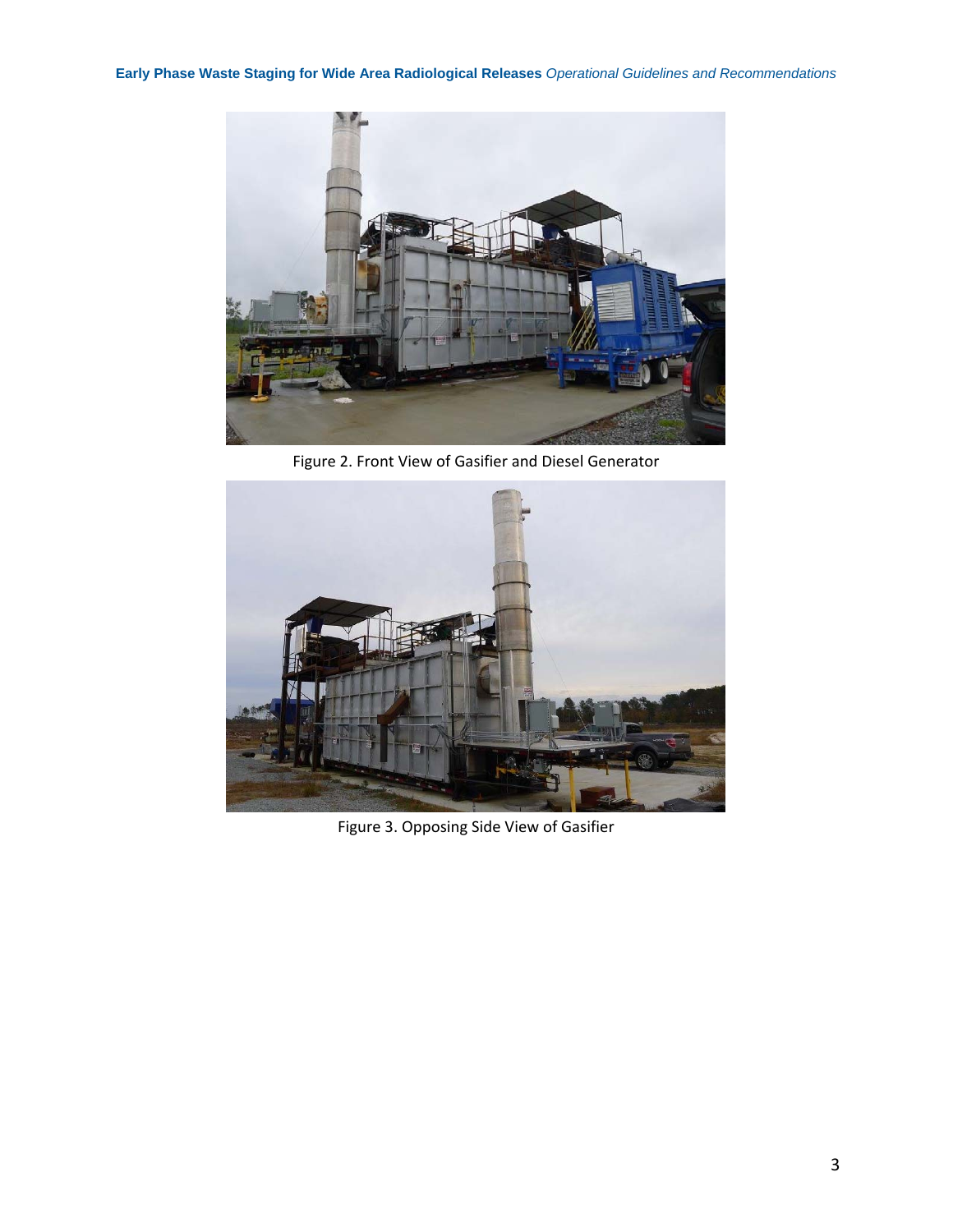Figure 2. Front View of Gasifier and Diesel Generator

Figure 3. Opposing Side View of Gasifier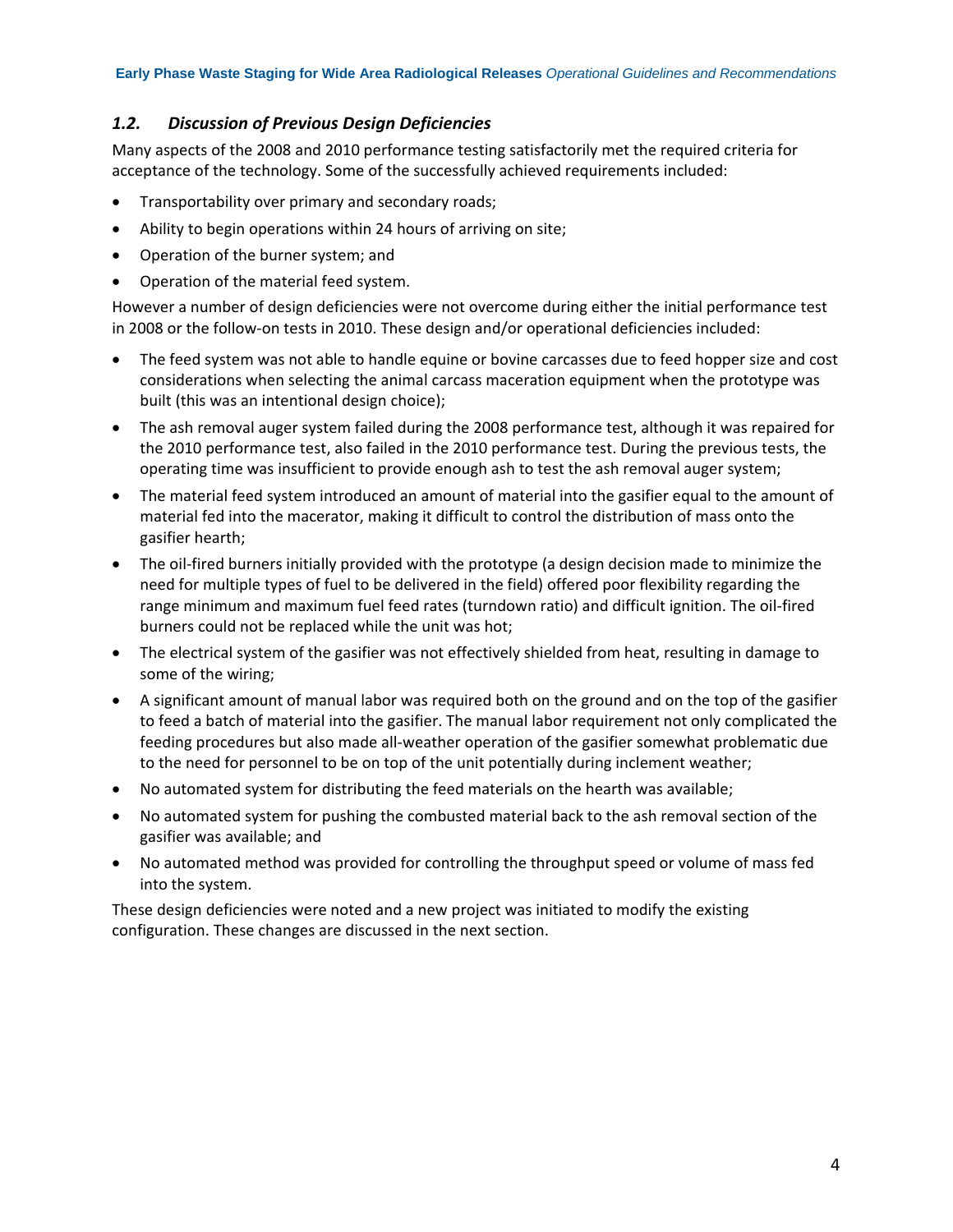### *1.2. Discussion of Previous Design Deficiencies*

Many aspects of the 2008 and 2010 performance testing satisfactorily met the required criteria for acceptance of the technology. Some of the successfully achieved requirements included:

- Transportability over primary and secondary roads;
- Ability to begin operations within 24 hours of arriving on site;
- Operation of the burner system; and
- Operation of the material feed system.

However a number of design deficiencies were not overcome during either the initial performance test in 2008 or the follow-on tests in 2010. These design and/or operational deficiencies included:

- The feed system was not able to handle equine or bovine carcasses due to feed hopper size and cost considerations when selecting the animal carcass maceration equipment when the prototype was built (this was an intentional design choice);
- The ash removal auger system failed during the 2008 performance test, although it was repaired for the 2010 performance test, also failed in the 2010 performance test. During the previous tests, the operating time was insufficient to provide enough ash to test the ash removal auger system;
- The material feed system introduced an amount of material into the gasifier equal to the amount of material fed into the macerator, making it difficult to control the distribution of mass onto the gasifier hearth;
- The oil-fired burners initially provided with the prototype (a design decision made to minimize the need for multiple types of fuel to be delivered in the field) offered poor flexibility regarding the range minimum and maximum fuel feed rates (turndown ratio) and difficult ignition. The oil-fired burners could not be replaced while the unit was hot;
- The electrical system of the gasifier was not effectively shielded from heat, resulting in damage to some of the wiring;
- A significant amount of manual labor was required both on the ground and on the top of the gasifier to feed a batch of material into the gasifier. The manual labor requirement not only complicated the feeding procedures but also made all-weather operation of the gasifier somewhat problematic due to the need for personnel to be on top of the unit potentially during inclement weather;
- No automated system for distributing the feed materials on the hearth was available;
- No automated system for pushing the combusted material back to the ash removal section of the gasifier was available; and
- No automated method was provided for controlling the throughput speed or volume of mass fed into the system.

These design deficiencies were noted and a new project was initiated to modify the existing configuration. These changes are discussed in the next section.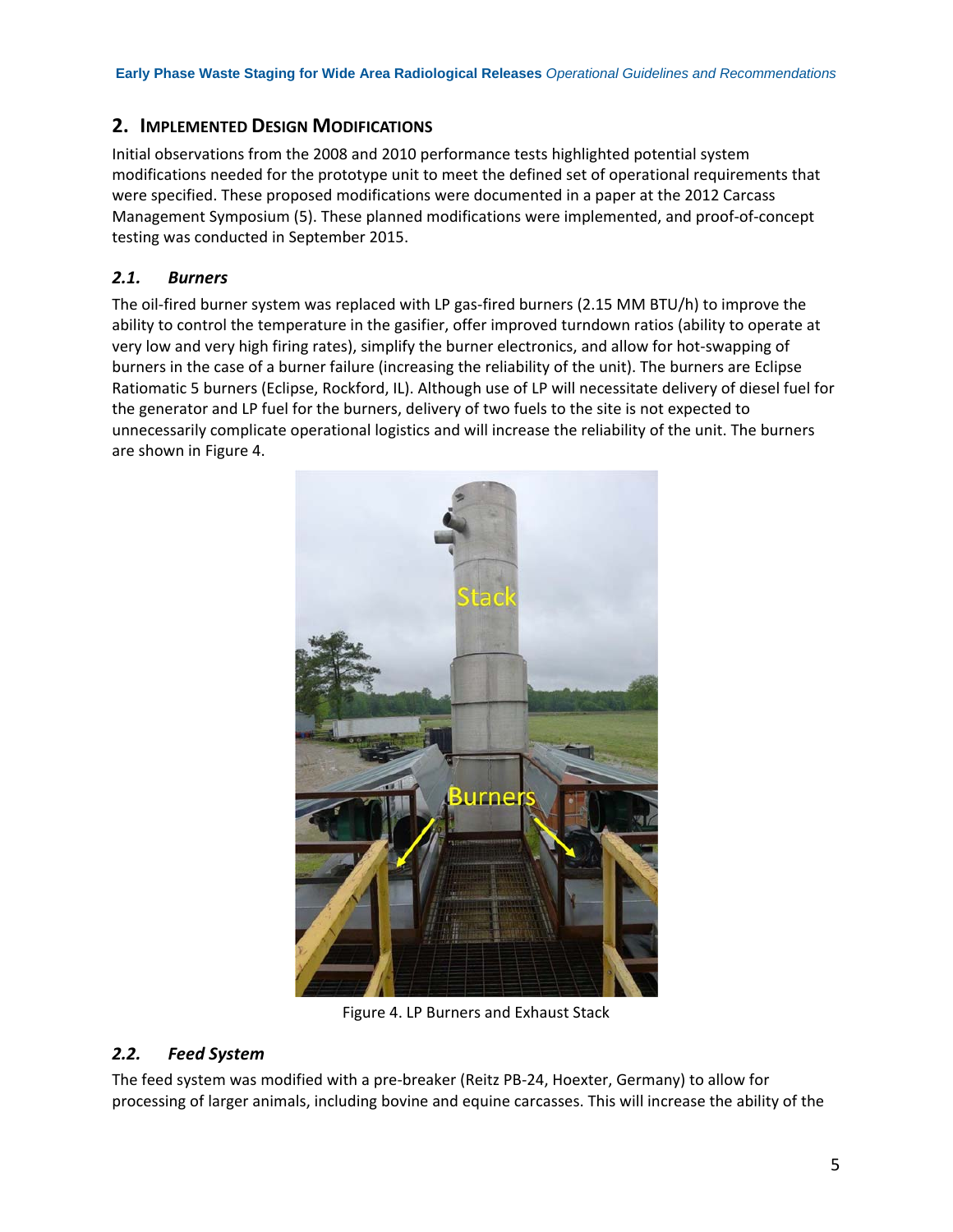## 2. IMPLEMENTED DESIGN MODIFICATIONS

Initial observations from the 2008 and 2010 performance tests highlighted potential system modifications needed for the prototype unit to meet the defined set of operational requirements that were specified. These proposed modifications were documented in a paper at the 2012 Carcass Management Symposium (5). These planned modifications were implemented, and proof-of-concept testing was conducted in September 2015.

### *2.1. Burners*

The oil-fired burner system was replaced with LP gas-fired burners (2.15 MM BTU/h) to improve the ability to control the temperature in the gasifier, offer improved turndown ratios (ability to operate at very low and very high firing rates), simplify the burner electronics, and allow for hot-swapping of burners in the case of a burner failure (increasing the reliability of the unit). The burners are Eclipse Ratiomatic 5 burners (Eclipse, Rockford, IL). Although use of LP will necessitate delivery of diesel fuel for the generator and LP fuel for the burners, delivery of two fuels to the site is not expected to unnecessarily complicate operational logistics and will increase the reliability of the unit. The burners are shown in Figure 4.

Figure 4. LP Burners and Exhaust Stack

### *2.2. Feed System*

The feed system was modified with a pre-breaker (Reitz PB-24, Hoexter, Germany) to allow for processing of larger animals, including bovine and equine carcasses. This will increase the ability of the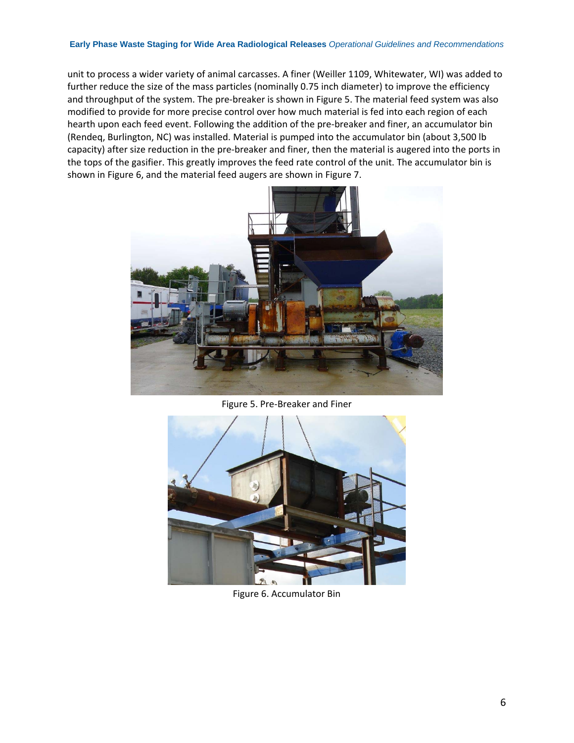unit to process a wider variety of animal carcasses. A finer (Weiller 1109, Whitewater, WI) was added to further reduce the size of the mass particles (nominally 0.75 inch diameter) to improve the efficiency and throughput of the system. The pre-breaker is shown in Figure 5. The material feed system was also modified to provide for more precise control over how much material is fed into each region of each hearth upon each feed event. Following the addition of the pre-breaker and finer, an accumulator bin (Rendeq, Burlington, NC) was installed. Material is pumped into the accumulator bin (about 3,500 lb capacity) after size reduction in the pre-breaker and finer, then the material is augered into the ports in the tops of the gasifier. This greatly improves the feed rate control of the unit. The accumulator bin is shown in Figure 6, and the material feed augers are shown in Figure 7.

Figure 5. Pre-Breaker and Finer

Figure 6. Accumulator Bin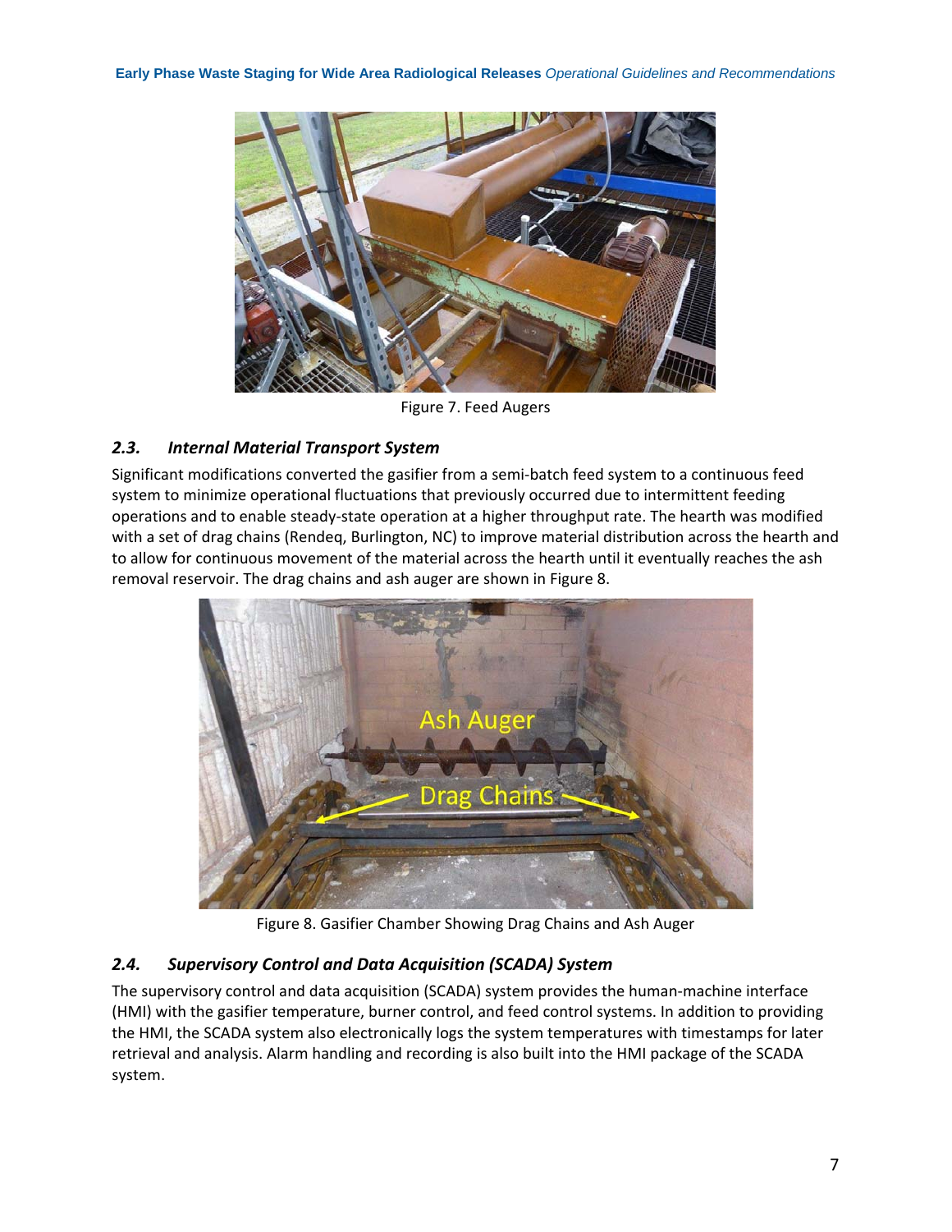Figure 7. Feed Augers

### 2.3. *Internal Material Transport System*

Significant modifications converted the gasifier from a semi-batch feed system to a continuous feed system to minimize operational fluctuations that previously occurred due to intermittent feeding operations and to enable steady-state operation at a higher throughput rate. The hearth was modified with a set of drag chains (Rendeq, Burlington, NC) to improve material distribution across the hearth and to allow for continuous movement of the material across the hearth until it eventually reaches the ash removal reservoir. The drag chains and ash auger are shown in Figure 8.

Figure 8. Gasifier Chamber Showing Drag Chains and Ash Auger

### 2.4. *Supervisory Control and Data Acquisition (SCADA) System*

The supervisory control and data acquisition (SCADA) system provides the human-machine interface (HMI) with the gasifier temperature, burner control, and feed control systems. In addition to providing the HMI, the SCADA system also electronically logs the system temperatures with timestamps for later retrieval and analysis. Alarm handling and recording is also built into the HMI package of the SCADA system.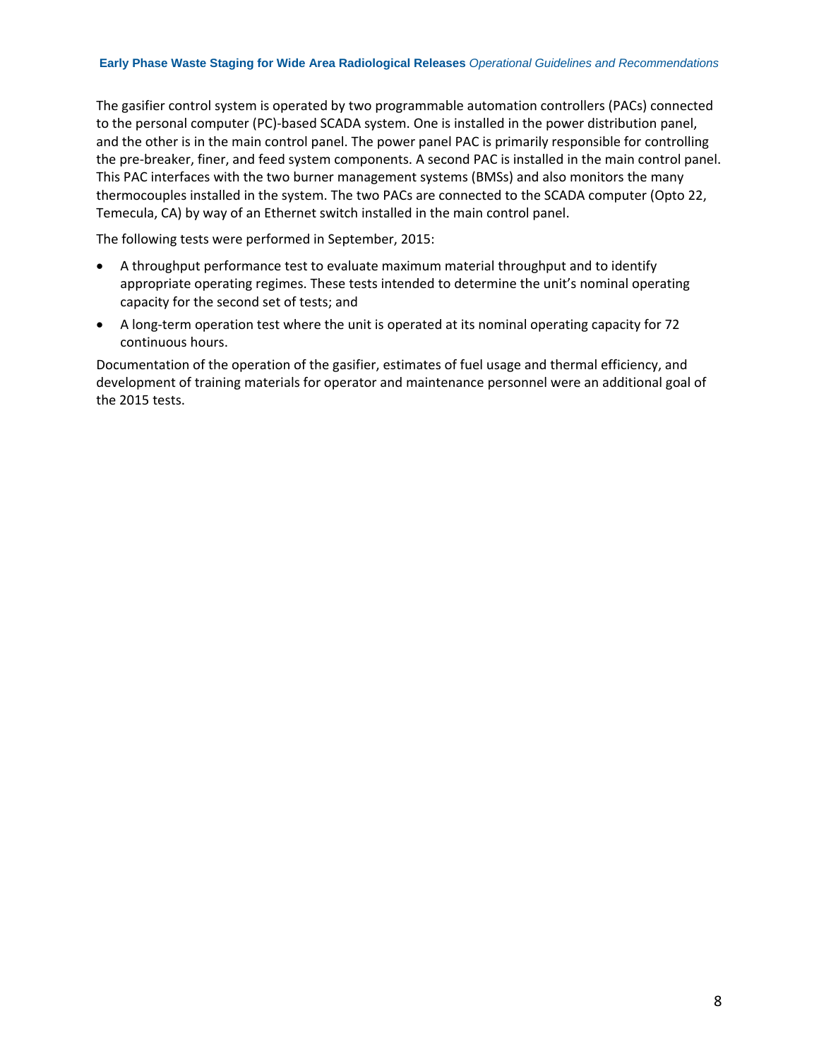The gasifier control system is operated by two programmable automation controllers (PACs) connected to the personal computer (PC)-based SCADA system. One is installed in the power distribution panel, and the other is in the main control panel. The power panel PAC is primarily responsible for controlling the pre-breaker, finer, and feed system components. A second PAC is installed in the main control panel. This PAC interfaces with the two burner management systems (BMSs) and also monitors the many thermocouples installed in the system. The two PACs are connected to the SCADA computer (Opto 22, Temecula, CA) by way of an Ethernet switch installed in the main control panel.

The following tests were performed in September, 2015:

- A throughput performance test to evaluate maximum material throughput and to identify appropriate operating regimes. These tests intended to determine the unit's nominal operating capacity for the second set of tests; and
- A long-term operation test where the unit is operated at its nominal operating capacity for 72 continuous hours.

Documentation of the operation of the gasifier, estimates of fuel usage and thermal efficiency, and development of training materials for operator and maintenance personnel were an additional goal of the 2015 tests.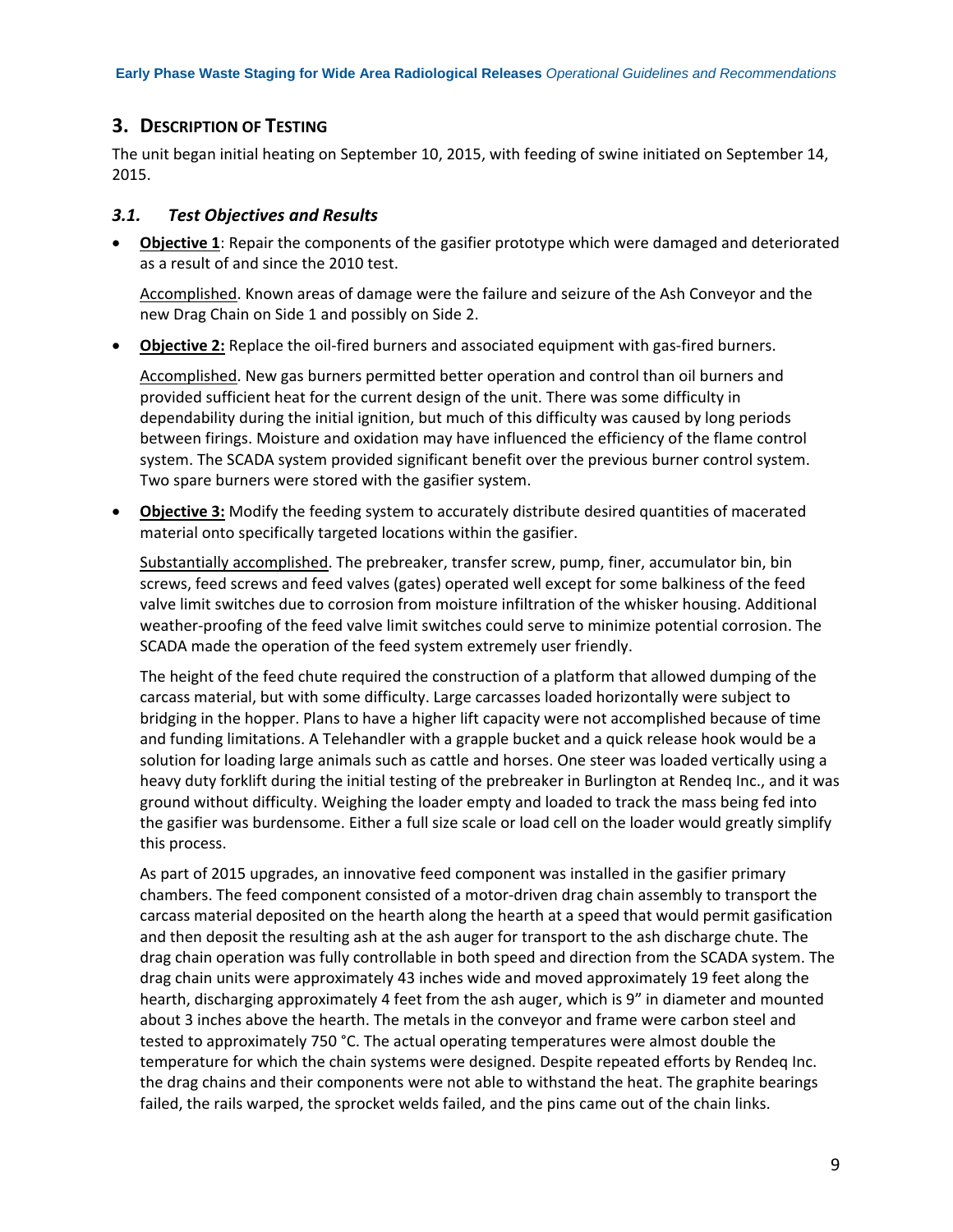## 3. Description of Testing

The unit began initial heating on September 10, 2015, with feeding of swine initiated on September 14, 2015.

### 3.1. Test Objectives and Results

- **Objective 1**: Repair the components of the gasifier prototype which were damaged and deteriorated as a result of and since the 2010 test.

  Accomplished. Known areas of damage were the failure and seizure of the Ash Conveyor and the new Drag Chain on Side 1 and possibly on Side 2.

- **Objective 2:** Replace the oil-fired burners and associated equipment with gas-fired burners.

  Accomplished. New gas burners permitted better operation and control than oil burners and provided sufficient heat for the current design of the unit. There was some difficulty in dependability during the initial ignition, but much of this difficulty was caused by long periods between firings. Moisture and oxidation may have influenced the efficiency of the flame control system. The SCADA system provided significant benefit over the previous burner control system. Two spare burners were stored with the gasifier system.

- **Objective 3:** Modify the feeding system to accurately distribute desired quantities of macerated material onto specifically targeted locations within the gasifier.

  Substantially accomplished. The prebreaker, transfer screw, pump, finer, accumulator bin, bin screws, feed screws and feed valves (gates) operated well except for some balkiness of the feed valve limit switches due to corrosion from moisture infiltration of the whisker housing. Additional weather-proofing of the feed valve limit switches could serve to minimize potential corrosion. The SCADA made the operation of the feed system extremely user friendly.

  The height of the feed chute required the construction of a platform that allowed dumping of the carcass material, but with some difficulty. Large carcasses loaded horizontally were subject to bridging in the hopper. Plans to have a higher lift capacity were not accomplished because of time and funding limitations. A Telehandler with a grapple bucket and a quick release hook would be a solution for loading large animals such as cattle and horses. One steer was loaded vertically using a heavy duty forklift during the initial testing of the prebreaker in Burlington at Rendeq Inc., and it was ground without difficulty. Weighing the loader empty and loaded to track the mass being fed into the gasifier was burdensome. Either a full size scale or load cell on the loader would greatly simplify this process.

  As part of 2015 upgrades, an innovative feed component was installed in the gasifier primary chambers. The feed component consisted of a motor-driven drag chain assembly to transport the carcass material deposited on the hearth along the hearth at a speed that would permit gasification and then deposit the resulting ash at the ash auger for transport to the ash discharge chute. The drag chain operation was fully controllable in both speed and direction from the SCADA system. The drag chain units were approximately 43 inches wide and moved approximately 19 feet along the hearth, discharging approximately 4 feet from the ash auger, which is 9" in diameter and mounted about 3 inches above the hearth. The metals in the conveyor and frame were carbon steel and tested to approximately 750 °C. The actual operating temperatures were almost double the temperature for which the chain systems were designed. Despite repeated efforts by Rendeq Inc. the drag chains and their components were not able to withstand the heat. The graphite bearings failed, the rails warped, the sprocket welds failed, and the pins came out of the chain links.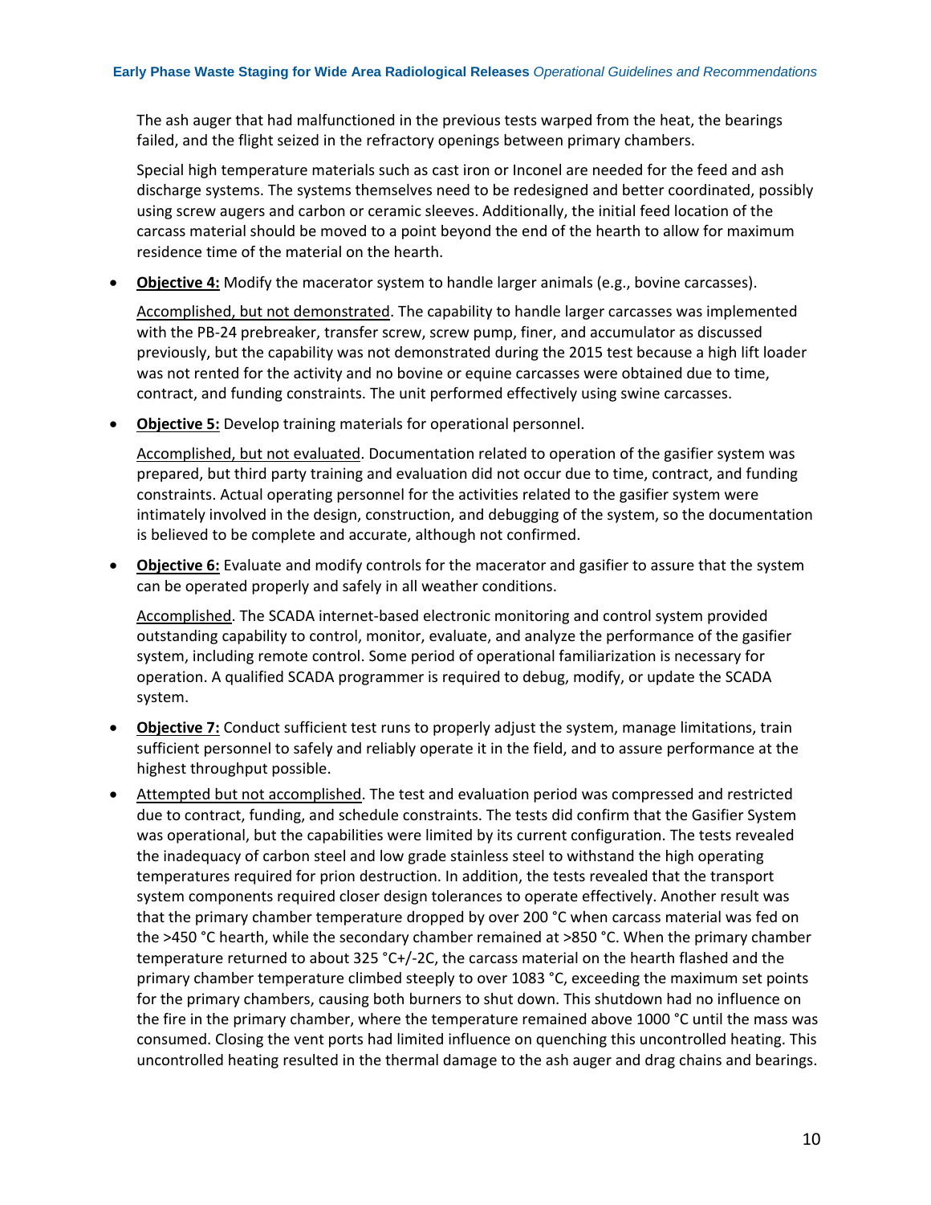The ash auger that had malfunctioned in the previous tests warped from the heat, the bearings failed, and the flight seized in the refractory openings between primary chambers.

Special high temperature materials such as cast iron or Inconel are needed for the feed and ash discharge systems. The systems themselves need to be redesigned and better coordinated, possibly using screw augers and carbon or ceramic sleeves. Additionally, the initial feed location of the carcass material should be moved to a point beyond the end of the hearth to allow for maximum residence time of the material on the hearth.

- **Objective 4:** Modify the macerator system to handle larger animals (e.g., bovine carcasses).

  Accomplished, but not demonstrated. The capability to handle larger carcasses was implemented with the PB-24 prebreaker, transfer screw, screw pump, finer, and accumulator as discussed previously, but the capability was not demonstrated during the 2015 test because a high lift loader was not rented for the activity and no bovine or equine carcasses were obtained due to time, contract, and funding constraints. The unit performed effectively using swine carcasses.

- **Objective 5:** Develop training materials for operational personnel.

  Accomplished, but not evaluated. Documentation related to operation of the gasifier system was prepared, but third party training and evaluation did not occur due to time, contract, and funding constraints. Actual operating personnel for the activities related to the gasifier system were intimately involved in the design, construction, and debugging of the system, so the documentation is believed to be complete and accurate, although not confirmed.

- **Objective 6:** Evaluate and modify controls for the macerator and gasifier to assure that the system can be operated properly and safely in all weather conditions.

  Accomplished. The SCADA internet-based electronic monitoring and control system provided outstanding capability to control, monitor, evaluate, and analyze the performance of the gasifier system, including remote control. Some period of operational familiarization is necessary for operation. A qualified SCADA programmer is required to debug, modify, or update the SCADA system.

- **Objective 7:** Conduct sufficient test runs to properly adjust the system, manage limitations, train sufficient personnel to safely and reliably operate it in the field, and to assure performance at the highest throughput possible.

- Attempted but not accomplished. The test and evaluation period was compressed and restricted due to contract, funding, and schedule constraints. The tests did confirm that the Gasifier System was operational, but the capabilities were limited by its current configuration. The tests revealed the inadequacy of carbon steel and low grade stainless steel to withstand the high operating temperatures required for prion destruction. In addition, the tests revealed that the transport system components required closer design tolerances to operate effectively. Another result was that the primary chamber temperature dropped by over 200 °C when carcass material was fed on the >450 °C hearth, while the secondary chamber remained at >850 °C. When the primary chamber temperature returned to about 325 °C+/-2C, the carcass material on the hearth flashed and the primary chamber temperature climbed steeply to over 1083 °C, exceeding the maximum set points for the primary chambers, causing both burners to shut down. This shutdown had no influence on the fire in the primary chamber, where the temperature remained above 1000 °C until the mass was consumed. Closing the vent ports had limited influence on quenching this uncontrolled heating. This uncontrolled heating resulted in the thermal damage to the ash auger and drag chains and bearings.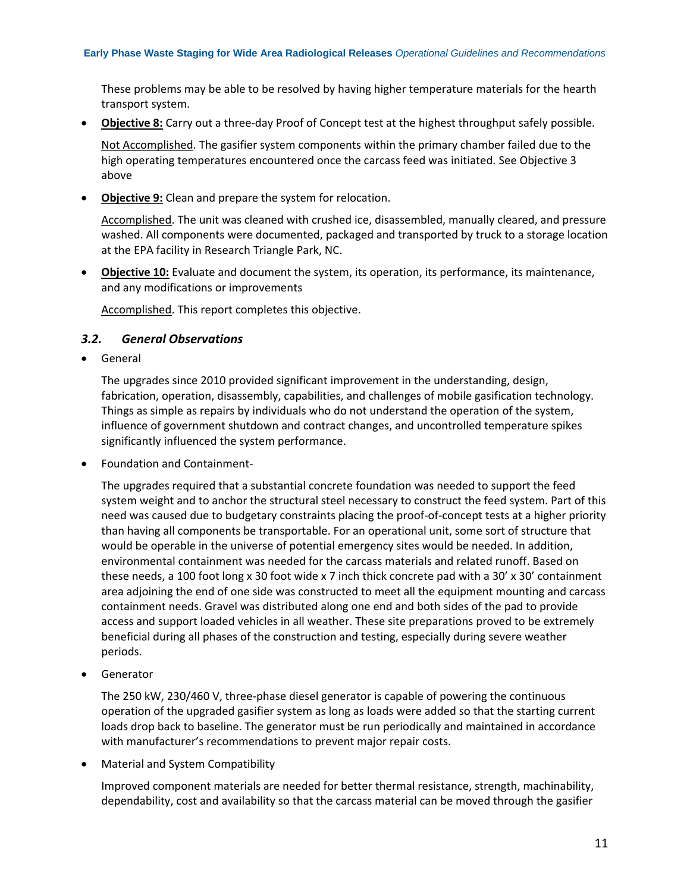These problems may be able to be resolved by having higher temperature materials for the hearth transport system.

- **Objective 8:** Carry out a three-day Proof of Concept test at the highest throughput safely possible.

  Not Accomplished. The gasifier system components within the primary chamber failed due to the high operating temperatures encountered once the carcass feed was initiated. See Objective 3 above

- **Objective 9:** Clean and prepare the system for relocation.

  Accomplished. The unit was cleaned with crushed ice, disassembled, manually cleared, and pressure washed. All components were documented, packaged and transported by truck to a storage location at the EPA facility in Research Triangle Park, NC.

- **Objective 10:** Evaluate and document the system, its operation, its performance, its maintenance, and any modifications or improvements

  Accomplished. This report completes this objective.

### *3.2. General Observations*

- General

  The upgrades since 2010 provided significant improvement in the understanding, design, fabrication, operation, disassembly, capabilities, and challenges of mobile gasification technology. Things as simple as repairs by individuals who do not understand the operation of the system, influence of government shutdown and contract changes, and uncontrolled temperature spikes significantly influenced the system performance.

- Foundation and Containment-

  The upgrades required that a substantial concrete foundation was needed to support the feed system weight and to anchor the structural steel necessary to construct the feed system. Part of this need was caused due to budgetary constraints placing the proof-of-concept tests at a higher priority than having all components be transportable. For an operational unit, some sort of structure that would be operable in the universe of potential emergency sites would be needed. In addition, environmental containment was needed for the carcass materials and related runoff. Based on these needs, a 100 foot long x 30 foot wide x 7 inch thick concrete pad with a 30' x 30' containment area adjoining the end of one side was constructed to meet all the equipment mounting and carcass containment needs. Gravel was distributed along one end and both sides of the pad to provide access and support loaded vehicles in all weather. These site preparations proved to be extremely beneficial during all phases of the construction and testing, especially during severe weather periods.

- Generator

  The 250 kW, 230/460 V, three-phase diesel generator is capable of powering the continuous operation of the upgraded gasifier system as long as loads were added so that the starting current loads drop back to baseline. The generator must be run periodically and maintained in accordance with manufacturer's recommendations to prevent major repair costs.

- Material and System Compatibility

  Improved component materials are needed for better thermal resistance, strength, machinability, dependability, cost and availability so that the carcass material can be moved through the gasifier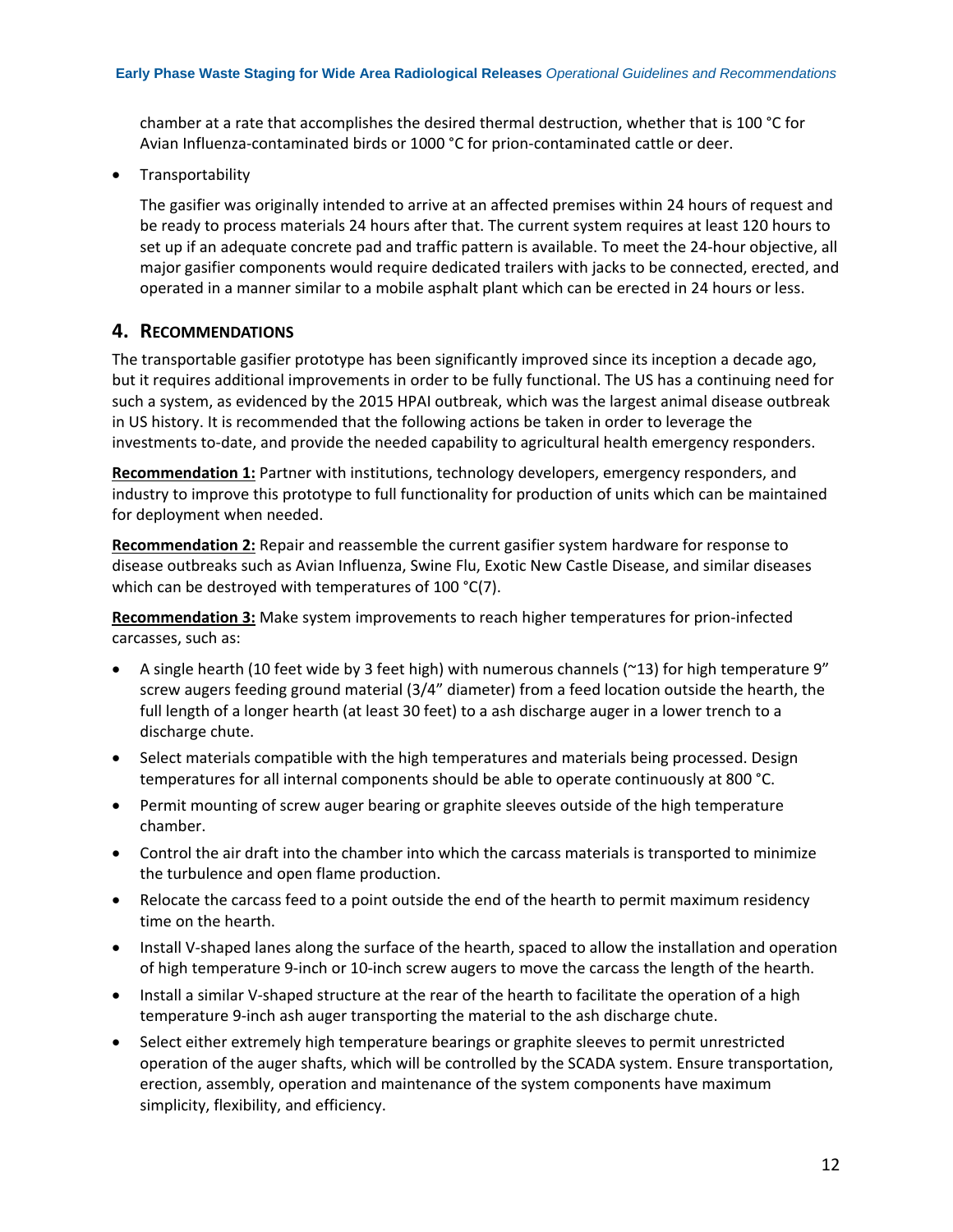chamber at a rate that accomplishes the desired thermal destruction, whether that is 100 °C for Avian Influenza-contaminated birds or 1000 °C for prion-contaminated cattle or deer.

- Transportability

  The gasifier was originally intended to arrive at an affected premises within 24 hours of request and be ready to process materials 24 hours after that. The current system requires at least 120 hours to set up if an adequate concrete pad and traffic pattern is available. To meet the 24-hour objective, all major gasifier components would require dedicated trailers with jacks to be connected, erected, and operated in a manner similar to a mobile asphalt plant which can be erected in 24 hours or less.

## 4. Recommendations

The transportable gasifier prototype has been significantly improved since its inception a decade ago, but it requires additional improvements in order to be fully functional. The US has a continuing need for such a system, as evidenced by the 2015 HPAI outbreak, which was the largest animal disease outbreak in US history. It is recommended that the following actions be taken in order to leverage the investments to-date, and provide the needed capability to agricultural health emergency responders.

**Recommendation 1:** Partner with institutions, technology developers, emergency responders, and industry to improve this prototype to full functionality for production of units which can be maintained for deployment when needed.

**Recommendation 2:** Repair and reassemble the current gasifier system hardware for response to disease outbreaks such as Avian Influenza, Swine Flu, Exotic New Castle Disease, and similar diseases which can be destroyed with temperatures of 100 °C(7).

**Recommendation 3:** Make system improvements to reach higher temperatures for prion-infected carcasses, such as:

- A single hearth (10 feet wide by 3 feet high) with numerous channels (~13) for high temperature 9" screw augers feeding ground material (3/4" diameter) from a feed location outside the hearth, the full length of a longer hearth (at least 30 feet) to a ash discharge auger in a lower trench to a discharge chute.
- Select materials compatible with the high temperatures and materials being processed. Design temperatures for all internal components should be able to operate continuously at 800 °C.
- Permit mounting of screw auger bearing or graphite sleeves outside of the high temperature chamber.
- Control the air draft into the chamber into which the carcass materials is transported to minimize the turbulence and open flame production.
- Relocate the carcass feed to a point outside the end of the hearth to permit maximum residency time on the hearth.
- Install V-shaped lanes along the surface of the hearth, spaced to allow the installation and operation of high temperature 9-inch or 10-inch screw augers to move the carcass the length of the hearth.
- Install a similar V-shaped structure at the rear of the hearth to facilitate the operation of a high temperature 9-inch ash auger transporting the material to the ash discharge chute.
- Select either extremely high temperature bearings or graphite sleeves to permit unrestricted operation of the auger shafts, which will be controlled by the SCADA system. Ensure transportation, erection, assembly, operation and maintenance of the system components have maximum simplicity, flexibility, and efficiency.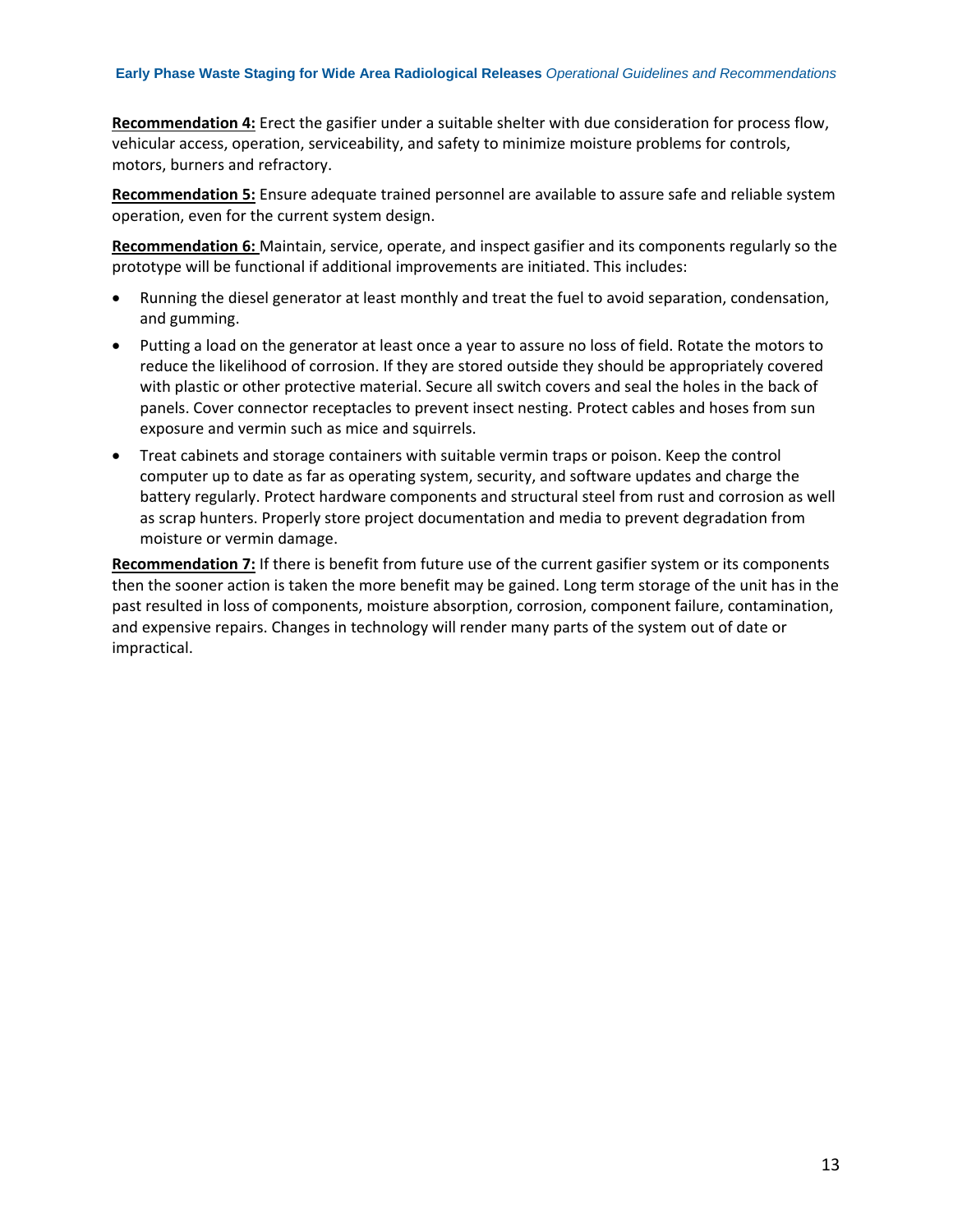**Recommendation 4:** Erect the gasifier under a suitable shelter with due consideration for process flow, vehicular access, operation, serviceability, and safety to minimize moisture problems for controls, motors, burners and refractory.

**Recommendation 5:** Ensure adequate trained personnel are available to assure safe and reliable system operation, even for the current system design.

**Recommendation 6:** Maintain, service, operate, and inspect gasifier and its components regularly so the prototype will be functional if additional improvements are initiated. This includes:

- Running the diesel generator at least monthly and treat the fuel to avoid separation, condensation, and gumming.
- Putting a load on the generator at least once a year to assure no loss of field. Rotate the motors to reduce the likelihood of corrosion. If they are stored outside they should be appropriately covered with plastic or other protective material. Secure all switch covers and seal the holes in the back of panels. Cover connector receptacles to prevent insect nesting. Protect cables and hoses from sun exposure and vermin such as mice and squirrels.
- Treat cabinets and storage containers with suitable vermin traps or poison. Keep the control computer up to date as far as operating system, security, and software updates and charge the battery regularly. Protect hardware components and structural steel from rust and corrosion as well as scrap hunters. Properly store project documentation and media to prevent degradation from moisture or vermin damage.

**Recommendation 7:** If there is benefit from future use of the current gasifier system or its components then the sooner action is taken the more benefit may be gained. Long term storage of the unit has in the past resulted in loss of components, moisture absorption, corrosion, component failure, contamination, and expensive repairs. Changes in technology will render many parts of the system out of date or impractical.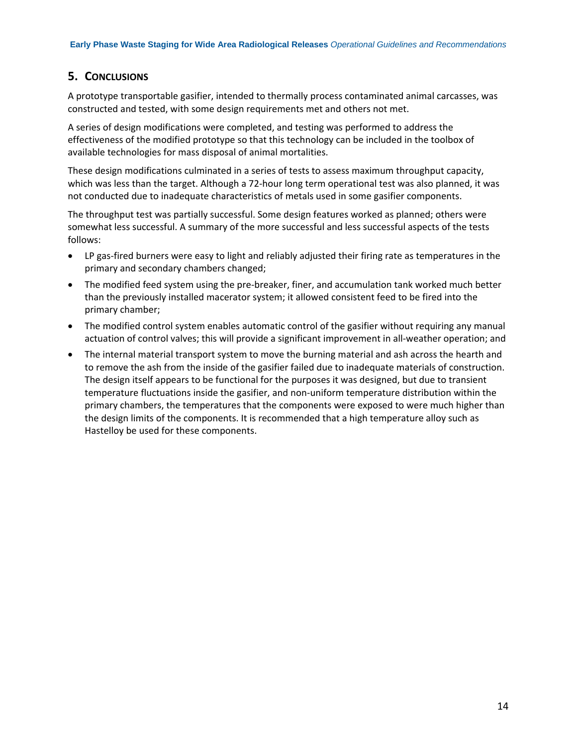## 5. Conclusions

A prototype transportable gasifier, intended to thermally process contaminated animal carcasses, was constructed and tested, with some design requirements met and others not met.

A series of design modifications were completed, and testing was performed to address the effectiveness of the modified prototype so that this technology can be included in the toolbox of available technologies for mass disposal of animal mortalities.

These design modifications culminated in a series of tests to assess maximum throughput capacity, which was less than the target. Although a 72-hour long term operational test was also planned, it was not conducted due to inadequate characteristics of metals used in some gasifier components.

The throughput test was partially successful. Some design features worked as planned; others were somewhat less successful. A summary of the more successful and less successful aspects of the tests follows:

- LP gas-fired burners were easy to light and reliably adjusted their firing rate as temperatures in the primary and secondary chambers changed;
- The modified feed system using the pre-breaker, finer, and accumulation tank worked much better than the previously installed macerator system; it allowed consistent feed to be fired into the primary chamber;
- The modified control system enables automatic control of the gasifier without requiring any manual actuation of control valves; this will provide a significant improvement in all-weather operation; and
- The internal material transport system to move the burning material and ash across the hearth and to remove the ash from the inside of the gasifier failed due to inadequate materials of construction. The design itself appears to be functional for the purposes it was designed, but due to transient temperature fluctuations inside the gasifier, and non-uniform temperature distribution within the primary chambers, the temperatures that the components were exposed to were much higher than the design limits of the components. It is recommended that a high temperature alloy such as Hastelloy be used for these components.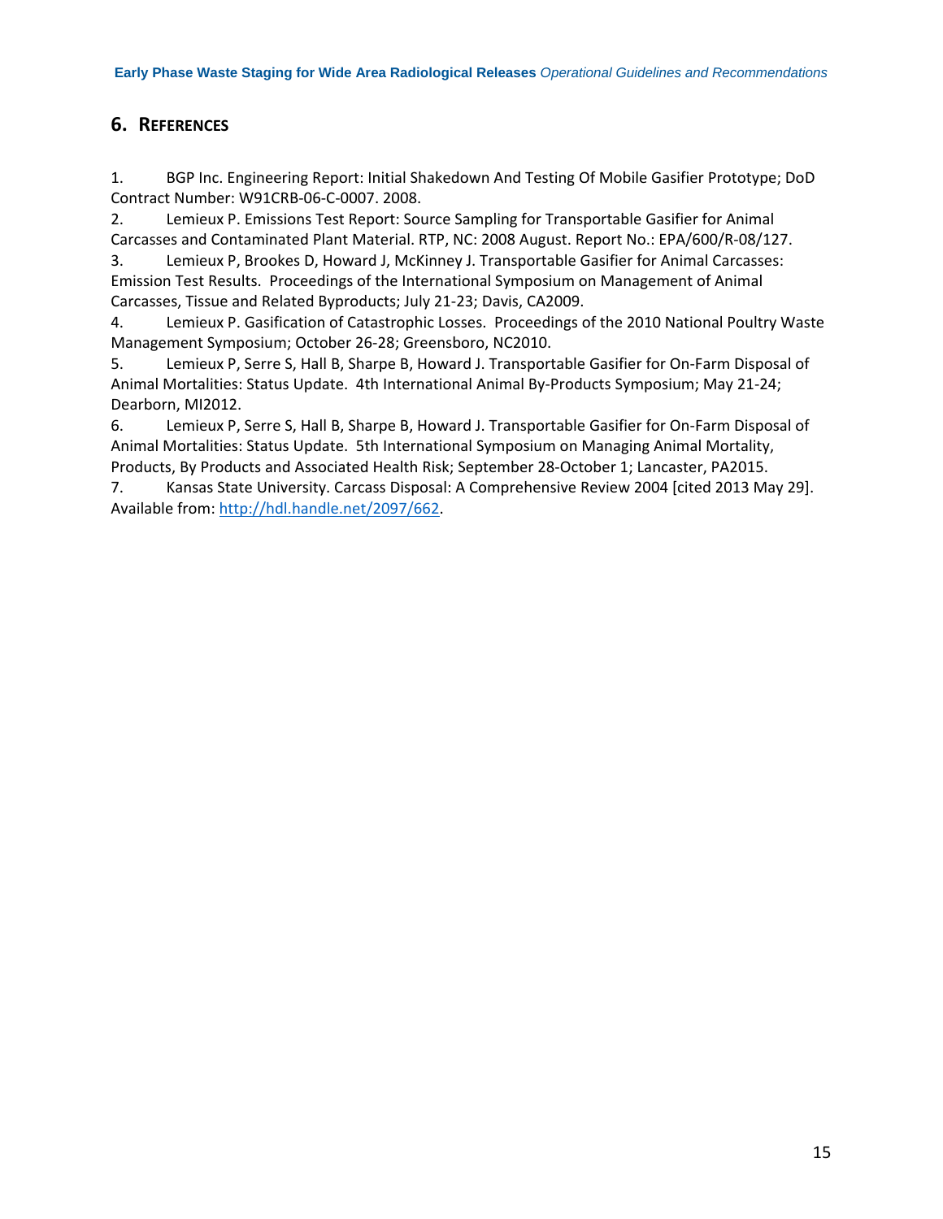## 6. REFERENCES

1. BGP Inc. Engineering Report: Initial Shakedown And Testing Of Mobile Gasifier Prototype; DoD Contract Number: W91CRB-06-C-0007. 2008.
2. Lemieux P. Emissions Test Report: Source Sampling for Transportable Gasifier for Animal Carcasses and Contaminated Plant Material. RTP, NC: 2008 August. Report No.: EPA/600/R-08/127.
3. Lemieux P, Brookes D, Howard J, McKinney J. Transportable Gasifier for Animal Carcasses: Emission Test Results. Proceedings of the International Symposium on Management of Animal Carcasses, Tissue and Related Byproducts; July 21-23; Davis, CA2009.
4. Lemieux P. Gasification of Catastrophic Losses. Proceedings of the 2010 National Poultry Waste Management Symposium; October 26-28; Greensboro, NC2010.
5. Lemieux P, Serre S, Hall B, Sharpe B, Howard J. Transportable Gasifier for On-Farm Disposal of Animal Mortalities: Status Update. 4th International Animal By-Products Symposium; May 21-24; Dearborn, MI2012.
6. Lemieux P, Serre S, Hall B, Sharpe B, Howard J. Transportable Gasifier for On-Farm Disposal of Animal Mortalities: Status Update. 5th International Symposium on Managing Animal Mortality, Products, By Products and Associated Health Risk; September 28-October 1; Lancaster, PA2015.
7. Kansas State University. Carcass Disposal: A Comprehensive Review 2004 [cited 2013 May 29]. Available from: http://hdl.handle.net/2097/662.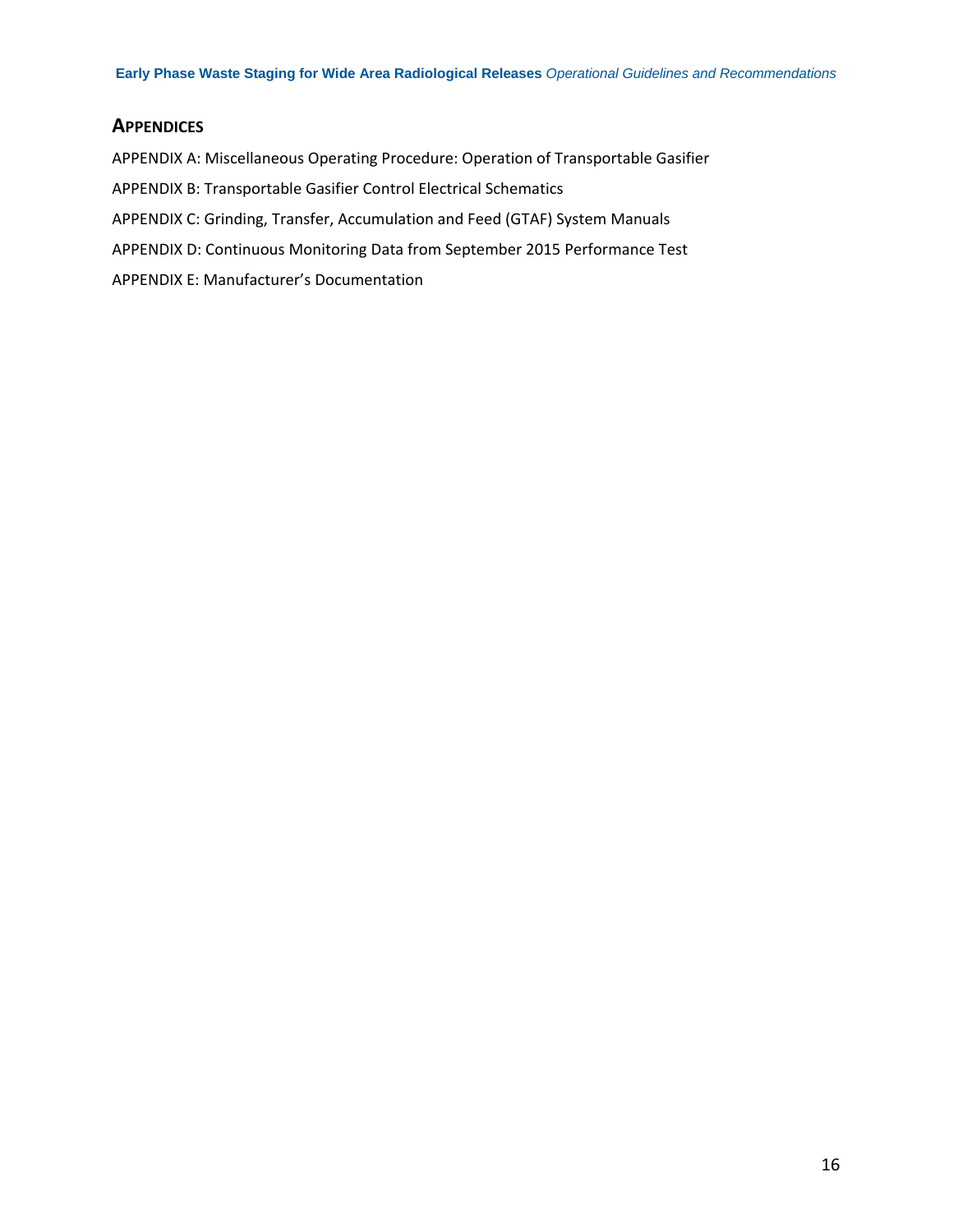## APPENDICES

APPENDIX A: Miscellaneous Operating Procedure: Operation of Transportable Gasifier

APPENDIX B: Transportable Gasifier Control Electrical Schematics

APPENDIX C: Grinding, Transfer, Accumulation and Feed (GTAF) System Manuals

APPENDIX D: Continuous Monitoring Data from September 2015 Performance Test

APPENDIX E: Manufacturer's Documentation